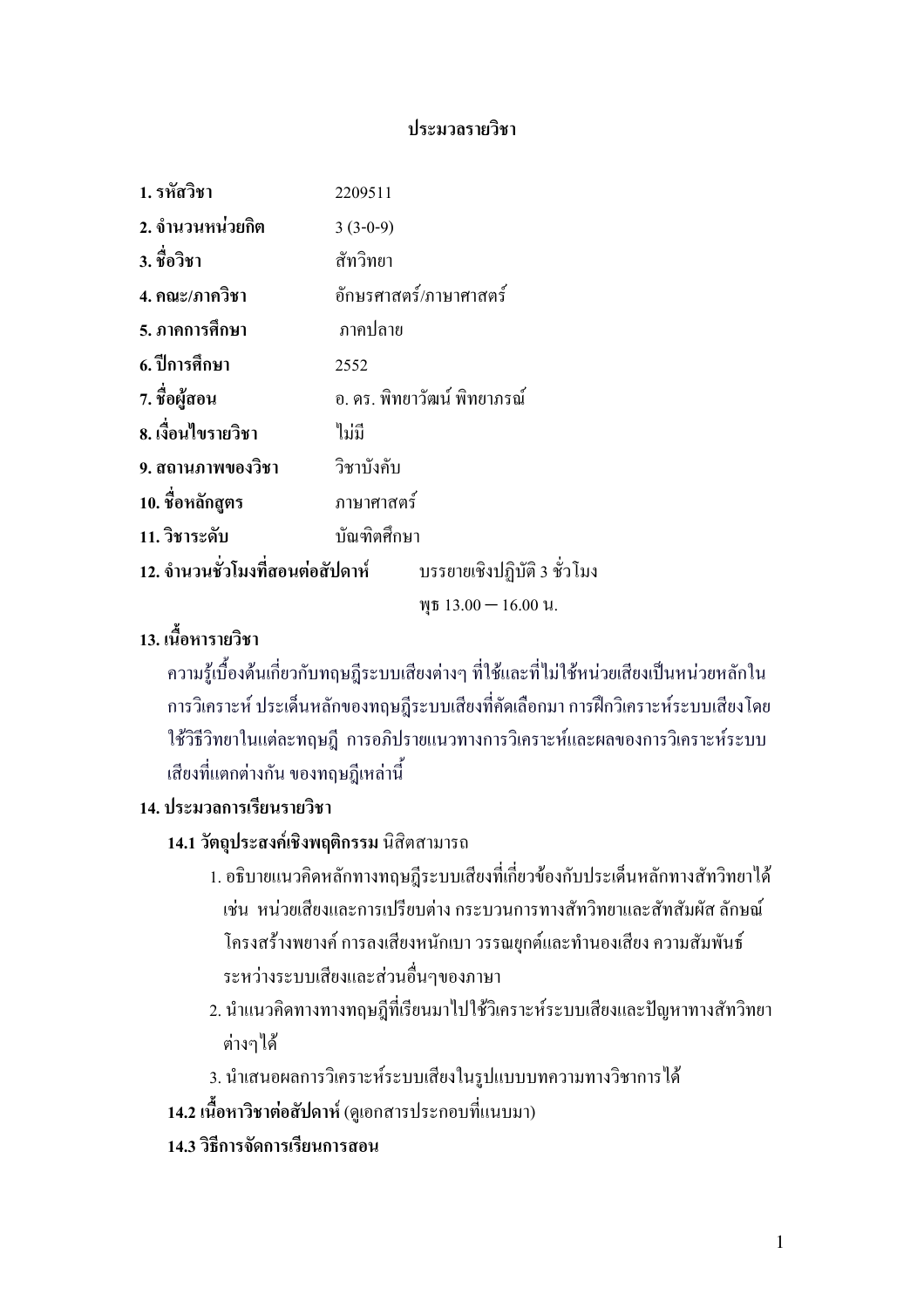# ประมวลรายวิชา

**1. รหัสวิชา** 2209511

**2. จำนวนหน่วยกิต** 3 (3-0-9)

**3. ชื่อวิชา** สัทวิทยา

**4. คณะ/ภาควิชา** อักษรศาสตร์/ภาษาศาสตร์

**5. ภาคการศึกษา** ภาคปลาย

**6. ปีการศึกษา** 2552

**7. ชื่อผู้สอน** อ. ดร. พิทยาวัฒน์ พิทยาภรณ์

**8. เงื่อนไขรายวิชา** ไม่มี

**9. สถานภาพของวิชา** วิชาบังคับ

**10. ชื่อหลักสูตร** ภาษาศาสตร์

**11. วิชาระดับ** บัณฑิตศึกษา

**12. จำนวนชั่วโมงที่สอนต่อสัปดาห์** บรรยายเชิงปฏิบัติ 3 ชั่วโมง
พุธ 13.00 – 16.00 น.

**13. เนื้อหารายวิชา**

ความรู้เบื้องต้นเกี่ยวกับทฤษฎีระบบเสียงต่างๆ ที่ใช้และที่ไม่ใช้หน่วยเสียงเป็นหน่วยหลักในการวิเคราะห์ ประเด็นหลักของทฤษฎีระบบเสียงที่คัดเลือกมา การฝึกวิเคราะห์ระบบเสียงโดยใช้วิธีวิทยาในแต่ละทฤษฎี การอภิปรายแนวทางการวิเคราะห์และผลของการวิเคราะห์ระบบเสียงที่แตกต่างกัน ของทฤษฎีเหล่านี้

**14. ประมวลการเรียนรายวิชา**

**14.1 วัตถุประสงค์เชิงพฤติกรรม** นิสิตสามารถ

1. อธิบายแนวคิดหลักทางทฤษฎีระบบเสียงที่เกี่ยวข้องกับประเด็นหลักทางสัทวิทยาได้ เช่น หน่วยเสียงและการเปรียบต่าง กระบวนการทางสัทวิทยาและสัทสัมผัส ลักษณ์โครงสร้างพยางค์ การลงเสียงหนักเบา วรรณยุกต์และทำนองเสียง ความสัมพันธ์ระหว่างระบบเสียงและส่วนอื่นๆของภาษา
2. นำแนวคิดทางทางทฤษฎีที่เรียนมาไปใช้วิเคราะห์ระบบเสียงและปัญหาทางสัทวิทยาต่างๆได้
3. นำเสนอผลการวิเคราะห์ระบบเสียงในรูปแบบบทความทางวิชาการได้

**14.2 เนื้อหาวิชาต่อสัปดาห์** (ดูเอกสารประกอบที่แนบมา)

**14.3 วิธีการจัดการเรียนการสอน**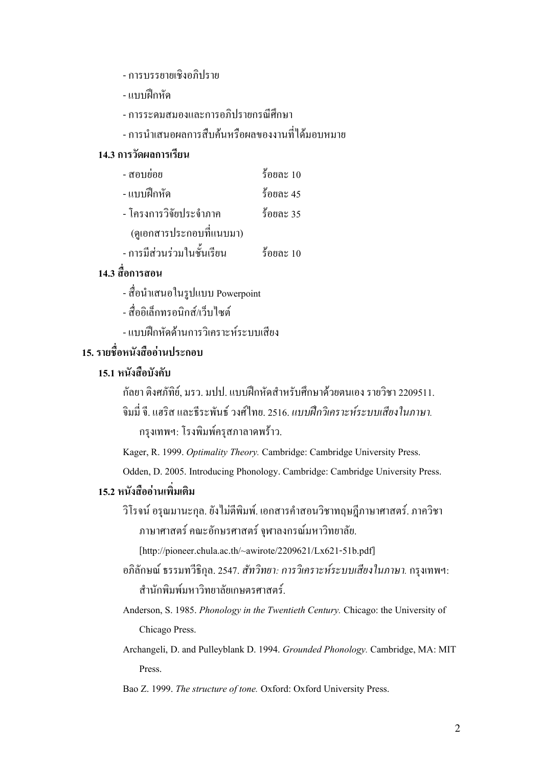- การบรรยายเชิงอภิปราย
- แบบฝึกหัด
- การระดมสมองและการอภิปรายกรณีศึกษา
- การนำเสนอผลการสืบค้นหรือผลของงานที่ได้มอบหมาย

### 14.3 การวัดผลการเรียน

| | |
|---|---|
| - สอบย่อย | ร้อยละ 10 |
| - แบบฝึกหัด | ร้อยละ 45 |
| - โครงการวิจัยประจำภาค (ดูเอกสารประกอบที่แนบมา) | ร้อยละ 35 |
| - การมีส่วนร่วมในชั้นเรียน | ร้อยละ 10 |

### 14.3 สื่อการสอน

- สื่อนำเสนอในรูปแบบ Powerpoint
- สื่ออิเล็กทรอนิกส์/เว็บไซต์
- แบบฝึกหัดด้านการวิเคราะห์ระบบเสียง

## 15. รายชื่อหนังสืออ่านประกอบ

### 15.1 หนังสือบังคับ

กัลยา ติงศภัทิย์, มรว. มปป. แบบฝึกหัดสำหรับศึกษาด้วยตนเอง รายวิชา 2209511.

จิมมี่ จี. แฮริส และธีระพันธ์ วงศ์ไทย. 2516. *แบบฝึกวิเคราะห์ระบบเสียงในภาษา.* กรุงเทพฯ: โรงพิมพ์ครุสภาลาดพร้าว.

Kager, R. 1999. *Optimality Theory.* Cambridge: Cambridge University Press.

Odden, D. 2005. Introducing Phonology. Cambridge: Cambridge University Press.

### 15.2 หนังสืออ่านเพิ่มเติม

วิโรจน์ อรุณมานะกุล. ยังไม่ตีพิมพ์. เอกสารคำสอนวิชาทฤษฎีภาษาศาสตร์. ภาควิชาภาษาศาสตร์ คณะอักษรศาสตร์ จุฬาลงกรณ์มหาวิทยาลัย. [http://pioneer.chula.ac.th/~awirote/2209621/Lx621-51b.pdf]

อภิลักษณ์ ธรรมทวีธิกุล. 2547. *สัทวิทยา: การวิเคราะห์ระบบเสียงในภาษา.* กรุงเทพฯ: สำนักพิมพ์มหาวิทยาลัยเกษตรศาสตร์.

Anderson, S. 1985. *Phonology in the Twentieth Century.* Chicago: the University of Chicago Press.

Archangeli, D. and Pulleyblank D. 1994. *Grounded Phonology.* Cambridge, MA: MIT Press.

Bao Z. 1999. *The structure of tone.* Oxford: Oxford University Press.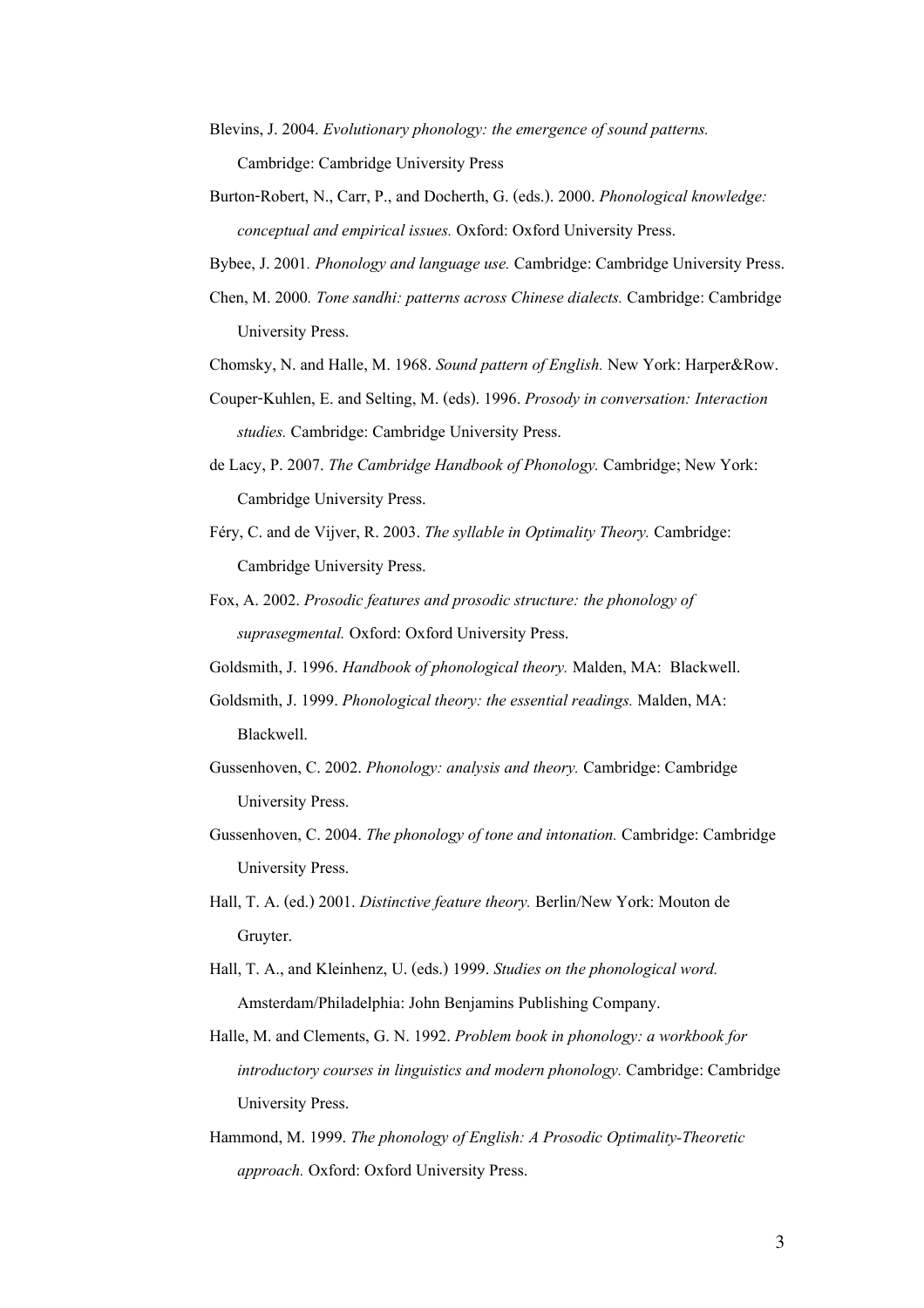Blevins, J. 2004. *Evolutionary phonology: the emergence of sound patterns.* Cambridge: Cambridge University Press

Burton-Robert, N., Carr, P., and Docherth, G. (eds.). 2000. *Phonological knowledge: conceptual and empirical issues.* Oxford: Oxford University Press.

Bybee, J. 2001*. Phonology and language use.* Cambridge: Cambridge University Press.

Chen, M. 2000*. Tone sandhi: patterns across Chinese dialects.* Cambridge: Cambridge University Press.

Chomsky, N. and Halle, M. 1968. *Sound pattern of English.* New York: Harper&Row.

Couper-Kuhlen, E. and Selting, M. (eds). 1996. *Prosody in conversation: Interaction studies.* Cambridge: Cambridge University Press.

de Lacy, P. 2007. *The Cambridge Handbook of Phonology.* Cambridge; New York: Cambridge University Press.

Féry, C. and de Vijver, R. 2003. *The syllable in Optimality Theory.* Cambridge: Cambridge University Press.

Fox, A. 2002. *Prosodic features and prosodic structure: the phonology of suprasegmental.* Oxford: Oxford University Press.

Goldsmith, J. 1996. *Handbook of phonological theory.* Malden, MA: Blackwell.

Goldsmith, J. 1999. *Phonological theory: the essential readings.* Malden, MA: Blackwell.

Gussenhoven, C. 2002. *Phonology: analysis and theory.* Cambridge: Cambridge University Press.

Gussenhoven, C. 2004. *The phonology of tone and intonation.* Cambridge: Cambridge University Press.

Hall, T. A. (ed.) 2001. *Distinctive feature theory.* Berlin/New York: Mouton de Gruyter.

Hall, T. A., and Kleinhenz, U. (eds.) 1999. *Studies on the phonological word.* Amsterdam/Philadelphia: John Benjamins Publishing Company.

Halle, M. and Clements, G. N. 1992. *Problem book in phonology: a workbook for introductory courses in linguistics and modern phonology.* Cambridge: Cambridge University Press.

Hammond, M. 1999. *The phonology of English: A Prosodic Optimality-Theoretic approach.* Oxford: Oxford University Press.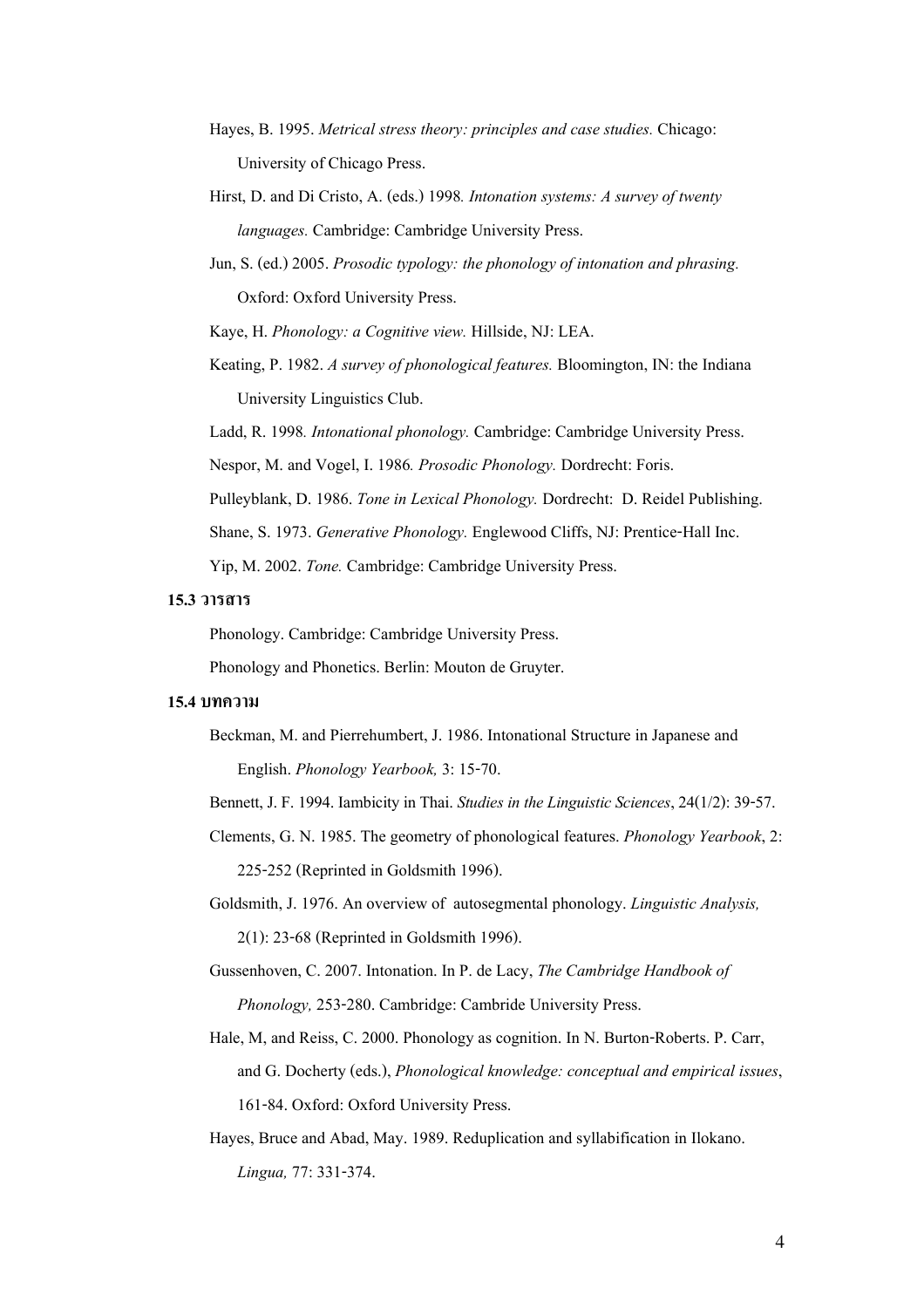Hayes, B. 1995. *Metrical stress theory: principles and case studies.* Chicago: University of Chicago Press.

Hirst, D. and Di Cristo, A. (eds.) 1998*. Intonation systems: A survey of twenty languages.* Cambridge: Cambridge University Press.

Jun, S. (ed.) 2005. *Prosodic typology: the phonology of intonation and phrasing.* Oxford: Oxford University Press.

Kaye, H. *Phonology: a Cognitive view.* Hillside, NJ: LEA.

Keating, P. 1982. *A survey of phonological features.* Bloomington, IN: the Indiana University Linguistics Club.

Ladd, R. 1998*. Intonational phonology.* Cambridge: Cambridge University Press.

Nespor, M. and Vogel, I. 1986*. Prosodic Phonology.* Dordrecht: Foris.

Pulleyblank, D. 1986. *Tone in Lexical Phonology.* Dordrecht: D. Reidel Publishing.

Shane, S. 1973. *Generative Phonology.* Englewood Cliffs, NJ: Prentice-Hall Inc.

Yip, M. 2002. *Tone.* Cambridge: Cambridge University Press.

**15.3 วารสาร**

Phonology. Cambridge: Cambridge University Press.

Phonology and Phonetics. Berlin: Mouton de Gruyter.

**15.4 บทความ**

Beckman, M. and Pierrehumbert, J. 1986. Intonational Structure in Japanese and English. *Phonology Yearbook,* 3: 15-70.

Bennett, J. F. 1994. Iambicity in Thai. *Studies in the Linguistic Sciences*, 24(1/2): 39-57.

Clements, G. N. 1985. The geometry of phonological features. *Phonology Yearbook*, 2: 225-252 (Reprinted in Goldsmith 1996).

Goldsmith, J. 1976. An overview of autosegmental phonology. *Linguistic Analysis,* 2(1): 23-68 (Reprinted in Goldsmith 1996).

Gussenhoven, C. 2007. Intonation. In P. de Lacy, *The Cambridge Handbook of Phonology,* 253-280. Cambridge: Cambride University Press.

Hale, M, and Reiss, C. 2000. Phonology as cognition. In N. Burton-Roberts. P. Carr, and G. Docherty (eds.), *Phonological knowledge: conceptual and empirical issues*, 161-84. Oxford: Oxford University Press.

Hayes, Bruce and Abad, May. 1989. Reduplication and syllabification in Ilokano. *Lingua,* 77: 331-374.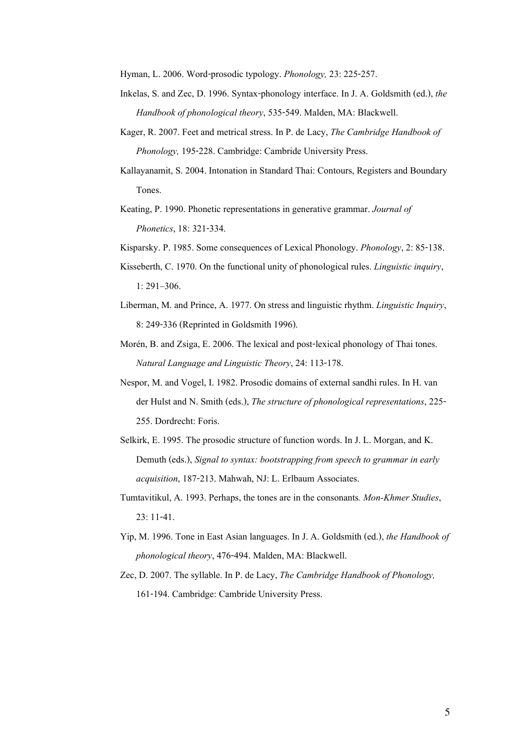Hyman, L. 2006. Word-prosodic typology. *Phonology,* 23: 225-257.

Inkelas, S. and Zec, D. 1996. Syntax-phonology interface. In J. A. Goldsmith (ed.), *the Handbook of phonological theory*, 535-549. Malden, MA: Blackwell.

Kager, R. 2007. Feet and metrical stress. In P. de Lacy, *The Cambridge Handbook of Phonology,* 195-228. Cambridge: Cambride University Press.

Kallayanamit, S. 2004. Intonation in Standard Thai: Contours, Registers and Boundary Tones.

Keating, P. 1990. Phonetic representations in generative grammar. *Journal of Phonetics*, 18: 321-334.

Kisparsky. P. 1985. Some consequences of Lexical Phonology. *Phonology*, 2: 85-138.

Kisseberth, C. 1970. On the functional unity of phonological rules. *Linguistic inquiry*, 1: 291–306.

Liberman, M. and Prince, A. 1977. On stress and linguistic rhythm. *Linguistic Inquiry*, 8: 249-336 (Reprinted in Goldsmith 1996).

Morén, B. and Zsiga, E. 2006. The lexical and post-lexical phonology of Thai tones. *Natural Language and Linguistic Theory*, 24: 113-178.

Nespor, M. and Vogel, I. 1982. Prosodic domains of external sandhi rules. In H. van der Hulst and N. Smith (eds.), *The structure of phonological representations*, 225-255. Dordrecht: Foris.

Selkirk, E. 1995. The prosodic structure of function words. In J. L. Morgan, and K. Demuth (eds.), *Signal to syntax: bootstrapping from speech to grammar in early acquisition*, 187-213. Mahwah, NJ: L. Erlbaum Associates.

Tumtavitikul, A. 1993. Perhaps, the tones are in the consonants*. Mon-Khmer Studies*, 23: 11-41.

Yip, M. 1996. Tone in East Asian languages. In J. A. Goldsmith (ed.), *the Handbook of phonological theory*, 476-494. Malden, MA: Blackwell.

Zec, D. 2007. The syllable. In P. de Lacy, *The Cambridge Handbook of Phonology,* 161-194. Cambridge: Cambride University Press.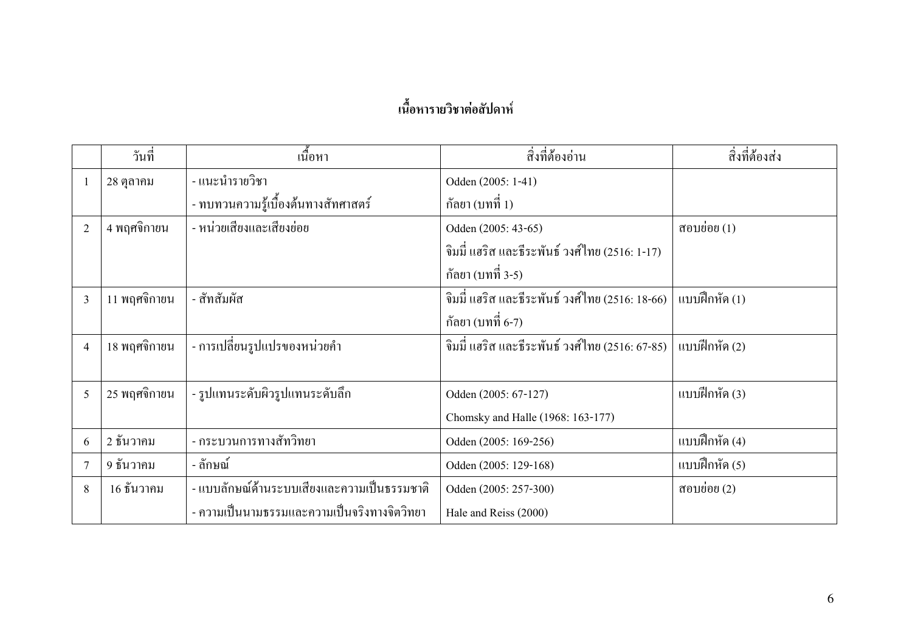## เนื้อหารายวิชาต่อสัปดาห์

| | วันที่ | เนื้อหา | สิ่งที่ต้องอ่าน | สิ่งที่ต้องส่ง |
|---|---|---|---|---|
| 1 | 28 ตุลาคม | - แนะนำรายวิชา<br>- ทบทวนความรู้เบื้องต้นทางสัทศาสตร์ | Odden (2005: 1-41)<br>กัลยา (บทที่ 1) | |
| 2 | 4 พฤศจิกายน | - หน่วยเสียงและเสียงย่อย | Odden (2005: 43-65)<br>จิมมี่ แฮริส และธีระพันธ์ วงศ์ไทย (2516: 1-17)<br>กัลยา (บทที่ 3-5) | สอบย่อย (1) |
| 3 | 11 พฤศจิกายน | - สัทสัมผัส | จิมมี่ แฮริส และธีระพันธ์ วงศ์ไทย (2516: 18-66)<br>กัลยา (บทที่ 6-7) | แบบฝึกหัด (1) |
| 4 | 18 พฤศจิกายน | - การเปลี่ยนรูปแปรของหน่วยคำ | จิมมี่ แฮริส และธีระพันธ์ วงศ์ไทย (2516: 67-85) | แบบฝึกหัด (2) |
| 5 | 25 พฤศจิกายน | - รูปแทนระดับผิวรูปแทนระดับลึก | Odden (2005: 67-127)<br>Chomsky and Halle (1968: 163-177) | แบบฝึกหัด (3) |
| 6 | 2 ธันวาคม | - กระบวนการทางสัทวิทยา | Odden (2005: 169-256) | แบบฝึกหัด (4) |
| 7 | 9 ธันวาคม | - ลักษณ์ | Odden (2005: 129-168) | แบบฝึกหัด (5) |
| 8 | 16 ธันวาคม | - แบบลักษณ์ด้านระบบเสียงและความเป็นธรรมชาติ<br>- ความเป็นนามธรรมและความเป็นจริงทางจิตวิทยา | Odden (2005: 257-300)<br>Hale and Reiss (2000) | สอบย่อย (2) |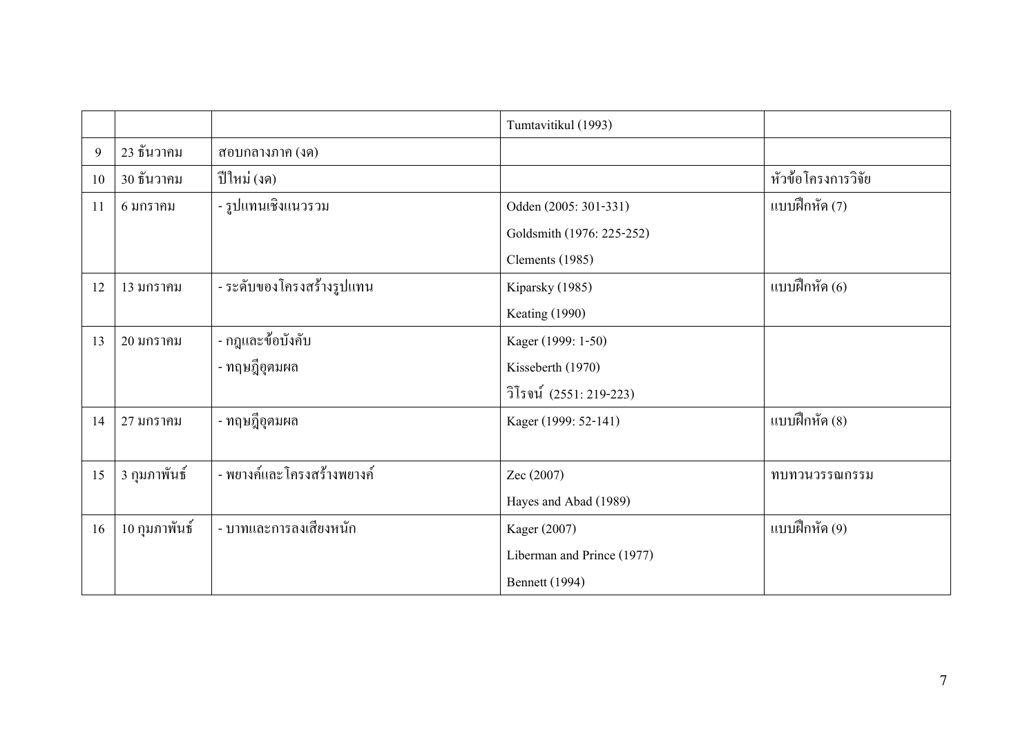| | | | Tumtavitikul (1993) | |
|---|---|---|---|---|
| 9 | 23 ธันวาคม | สอบกลางภาค (งด) | | |
| 10 | 30 ธันวาคม | ปีใหม่ (งด) | | หัวข้อโครงการวิจัย |
| 11 | 6 มกราคม | - รูปแทนเชิงแนวรวม | Odden (2005: 301-331)<br>Goldsmith (1976: 225-252)<br>Clements (1985) | แบบฝึกหัด (7) |
| 12 | 13 มกราคม | - ระดับของโครงสร้างรูปแทน | Kiparsky (1985)<br>Keating (1990) | แบบฝึกหัด (6) |
| 13 | 20 มกราคม | - กฎและข้อบังคับ<br>- ทฤษฎีอุตมผล | Kager (1999: 1-50)<br>Kisseberth (1970)<br>วิโรจน์ (2551: 219-223) | |
| 14 | 27 มกราคม | - ทฤษฎีอุตมผล | Kager (1999: 52-141) | แบบฝึกหัด (8) |
| 15 | 3 กุมภาพันธ์ | - พยางค์และโครงสร้างพยางค์ | Zec (2007)<br>Hayes and Abad (1989) | ทบทวนวรรณกรรม |
| 16 | 10 กุมภาพันธ์ | - บาทและการลงเสียงหนัก | Kager (2007)<br>Liberman and Prince (1977)<br>Bennett (1994) | แบบฝึกหัด (9) |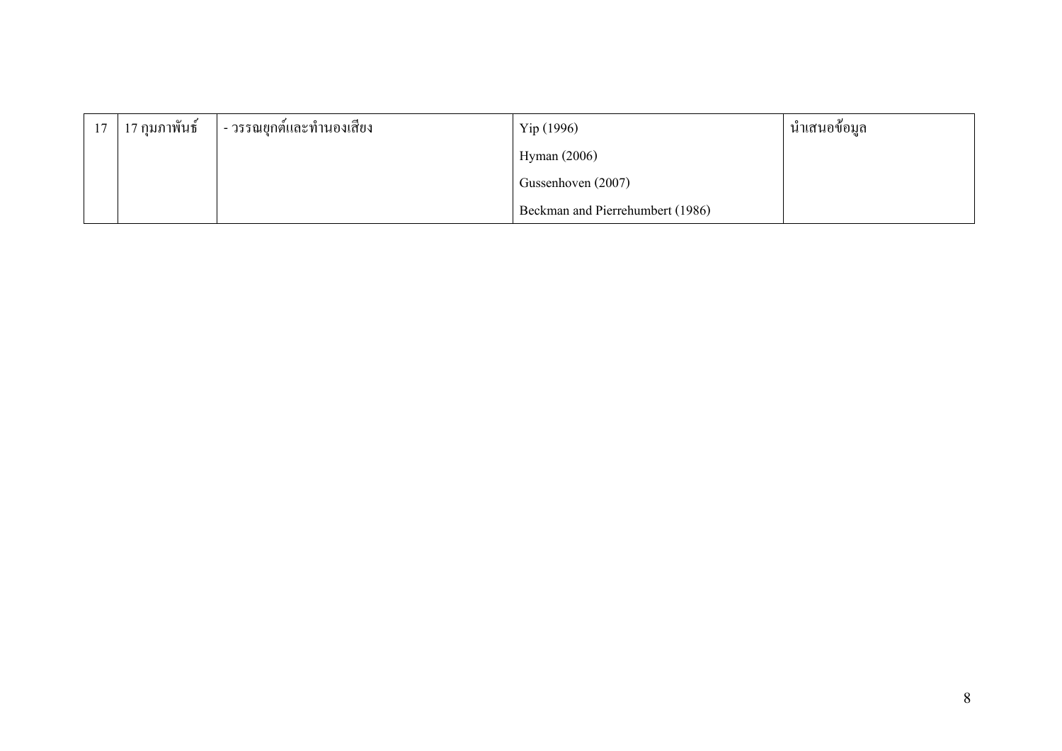| 17 | 17 กุมภาพันธ์ | - วรรณยุกต์และทำนองเสียง | Yip (1996) | นำเสนอข้อมูล |
|---|---|---|---|---|
| | | | Hyman (2006) | |
| | | | Gussenhoven (2007) | |
| | | | Beckman and Pierrehumbert (1986) | |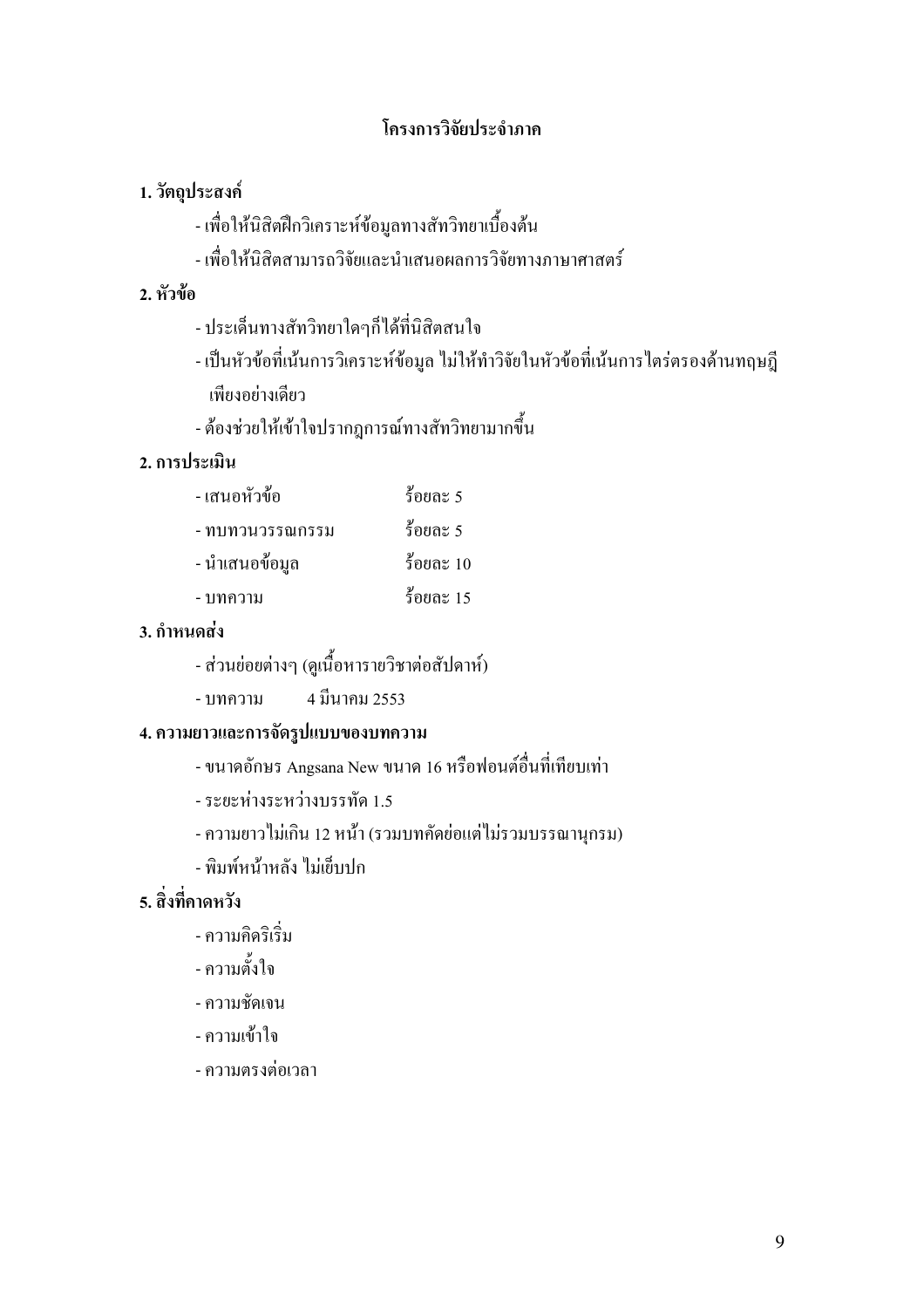# โครงการวิจัยประจำภาค

## 1. วัตถุประสงค์

- เพื่อให้นิสิตฝึกวิเคราะห์ข้อมูลทางสัทวิทยาเบื้องต้น
- เพื่อให้นิสิตสามารถวิจัยและนำเสนอผลการวิจัยทางภาษาศาสตร์

## 2. หัวข้อ

- ประเด็นทางสัทวิทยาใดๆก็ได้ที่นิสิตสนใจ
- เป็นหัวข้อที่เน้นการวิเคราะห์ข้อมูล ไม่ให้ทำวิจัยในหัวข้อที่เน้นการไตร่ตรองด้านทฤษฎีเพียงอย่างเดียว
- ต้องช่วยให้เข้าใจปรากฏการณ์ทางสัทวิทยามากขึ้น

## 2. การประเมิน

| | |
|---|---|
| - เสนอหัวข้อ | ร้อยละ 5 |
| - ทบทวนวรรณกรรม | ร้อยละ 5 |
| - นำเสนอข้อมูล | ร้อยละ 10 |
| - บทความ | ร้อยละ 15 |

## 3. กำหนดส่ง

- ส่วนย่อยต่างๆ (ดูเนื้อหารายวิชาต่อสัปดาห์)
- บทความ 4 มีนาคม 2553

## 4. ความยาวและการจัดรูปแบบของบทความ

- ขนาดอักษร Angsana New ขนาด 16 หรือฟอนต์อื่นที่เทียบเท่า
- ระยะห่างระหว่างบรรทัด 1.5
- ความยาวไม่เกิน 12 หน้า (รวมบทคัดย่อแต่ไม่รวมบรรณานุกรม)
- พิมพ์หน้าหลัง ไม่เย็บปก

## 5. สิ่งที่คาดหวัง

- ความคิดริเริ่ม
- ความตั้งใจ
- ความชัดเจน
- ความเข้าใจ
- ความตรงต่อเวลา